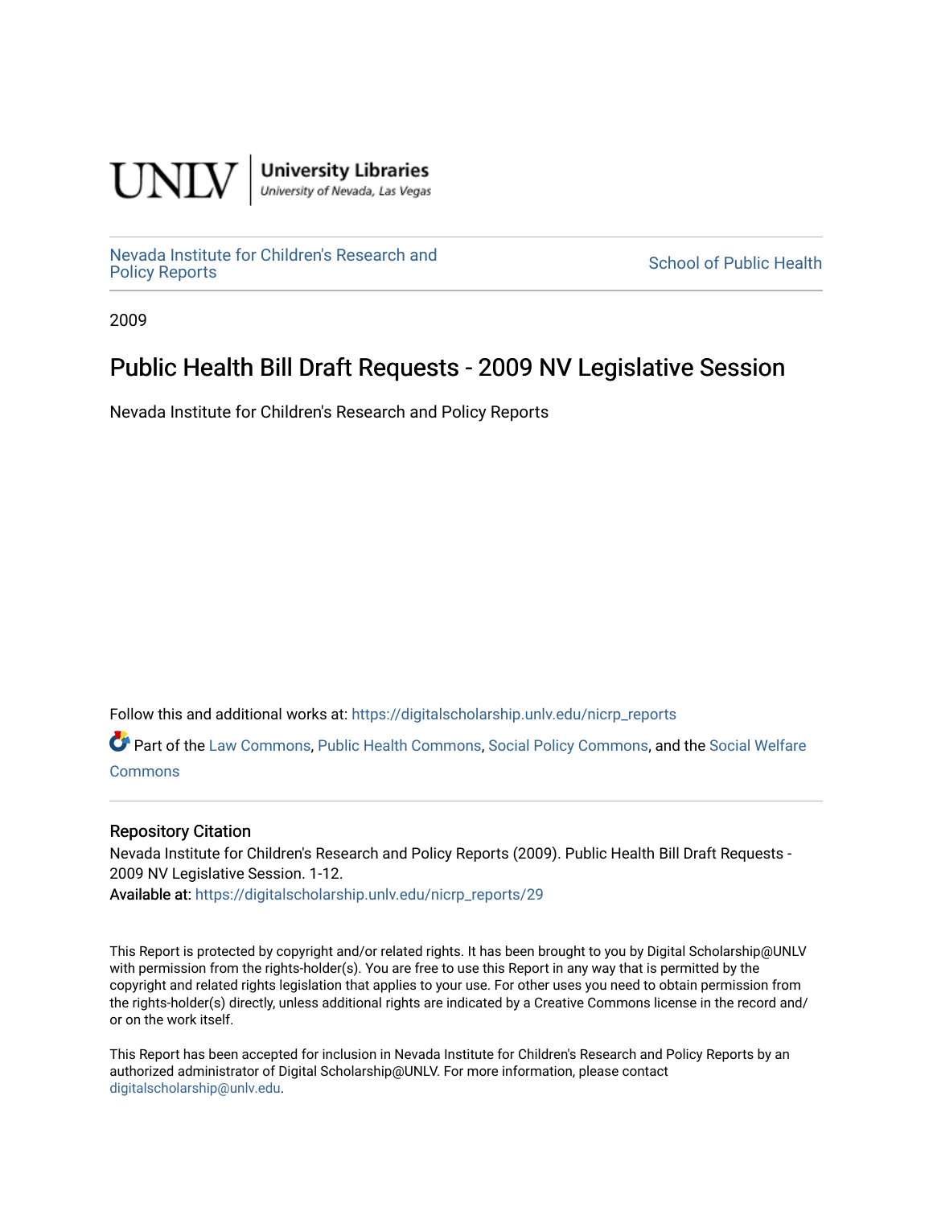UNLV | University Libraries
University of Nevada, Las Vegas

Nevada Institute for Children's Research and Policy Reports

School of Public Health

2009

# Public Health Bill Draft Requests - 2009 NV Legislative Session

Nevada Institute for Children's Research and Policy Reports

Follow this and additional works at: https://digitalscholarship.unlv.edu/nicrp_reports

Part of the Law Commons, Public Health Commons, Social Policy Commons, and the Social Welfare Commons

### Repository Citation

Nevada Institute for Children's Research and Policy Reports (2009). Public Health Bill Draft Requests - 2009 NV Legislative Session. 1-12.

Available at: https://digitalscholarship.unlv.edu/nicrp_reports/29

This Report is protected by copyright and/or related rights. It has been brought to you by Digital Scholarship@UNLV with permission from the rights-holder(s). You are free to use this Report in any way that is permitted by the copyright and related rights legislation that applies to your use. For other uses you need to obtain permission from the rights-holder(s) directly, unless additional rights are indicated by a Creative Commons license in the record and/or on the work itself.

This Report has been accepted for inclusion in Nevada Institute for Children's Research and Policy Reports by an authorized administrator of Digital Scholarship@UNLV. For more information, please contact digitalscholarship@unlv.edu.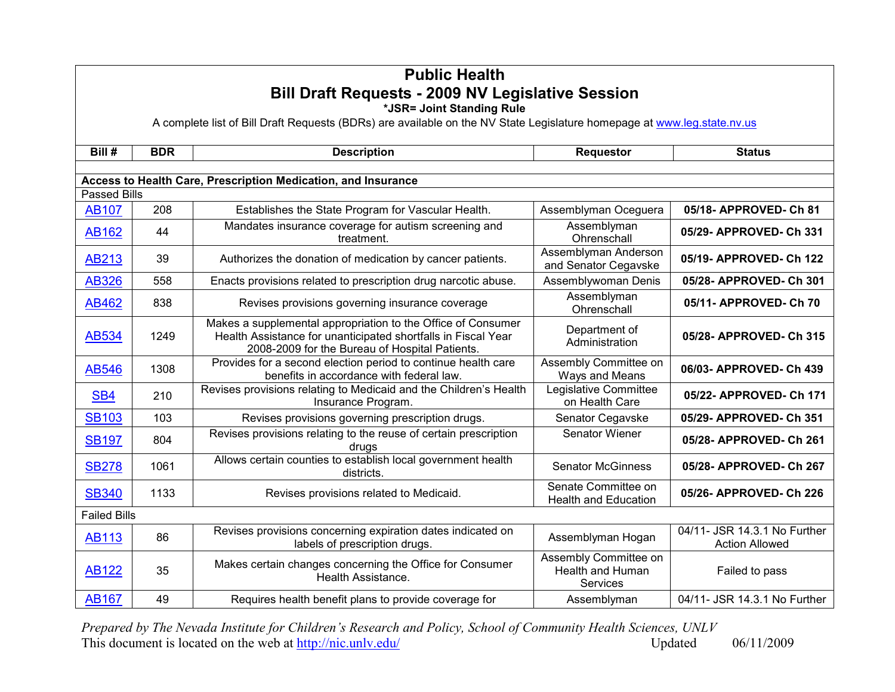# Public Health

## Bill Draft Requests - 2009 NV Legislative Session

***JSR= Joint Standing Rule**

A complete list of Bill Draft Requests (BDRs) are available on the NV State Legislature homepage at www.leg.state.nv.us

| Bill # | BDR | Description | Requestor | Status |
|---|---|---|---|---|
| | | | | |
| **Access to Health Care, Prescription Medication, and Insurance** | | | | |
| Passed Bills | | | | |
| AB107 | 208 | Establishes the State Program for Vascular Health. | Assemblyman Oceguera | **05/18- APPROVED- Ch 81** |
| AB162 | 44 | Mandates insurance coverage for autism screening and treatment. | Assemblyman Ohrenschall | **05/29- APPROVED- Ch 331** |
| AB213 | 39 | Authorizes the donation of medication by cancer patients. | Assemblyman Anderson and Senator Cegavske | **05/19- APPROVED- Ch 122** |
| AB326 | 558 | Enacts provisions related to prescription drug narcotic abuse. | Assemblywoman Denis | **05/28- APPROVED- Ch 301** |
| AB462 | 838 | Revises provisions governing insurance coverage | Assemblyman Ohrenschall | **05/11- APPROVED- Ch 70** |
| AB534 | 1249 | Makes a supplemental appropriation to the Office of Consumer Health Assistance for unanticipated shortfalls in Fiscal Year 2008-2009 for the Bureau of Hospital Patients. | Department of Administration | **05/28- APPROVED- Ch 315** |
| AB546 | 1308 | Provides for a second election period to continue health care benefits in accordance with federal law. | Assembly Committee on Ways and Means | **06/03- APPROVED- Ch 439** |
| SB4 | 210 | Revises provisions relating to Medicaid and the Children's Health Insurance Program. | Legislative Committee on Health Care | **05/22- APPROVED- Ch 171** |
| SB103 | 103 | Revises provisions governing prescription drugs. | Senator Cegavske | **05/29- APPROVED- Ch 351** |
| SB197 | 804 | Revises provisions relating to the reuse of certain prescription drugs | Senator Wiener | **05/28- APPROVED- Ch 261** |
| SB278 | 1061 | Allows certain counties to establish local government health districts. | Senator McGinness | **05/28- APPROVED- Ch 267** |
| SB340 | 1133 | Revises provisions related to Medicaid. | Senate Committee on Health and Education | **05/26- APPROVED- Ch 226** |
| Failed Bills | | | | |
| AB113 | 86 | Revises provisions concerning expiration dates indicated on labels of prescription drugs. | Assemblyman Hogan | 04/11- JSR 14.3.1 No Further Action Allowed |
| AB122 | 35 | Makes certain changes concerning the Office for Consumer Health Assistance. | Assembly Committee on Health and Human Services | Failed to pass |
| AB167 | 49 | Requires health benefit plans to provide coverage for | Assemblyman | 04/11- JSR 14.3.1 No Further |

*Prepared by The Nevada Institute for Children's Research and Policy, School of Community Health Sciences, UNLV*

This document is located on the web at http://nic.unlv.edu/ Updated 06/11/2009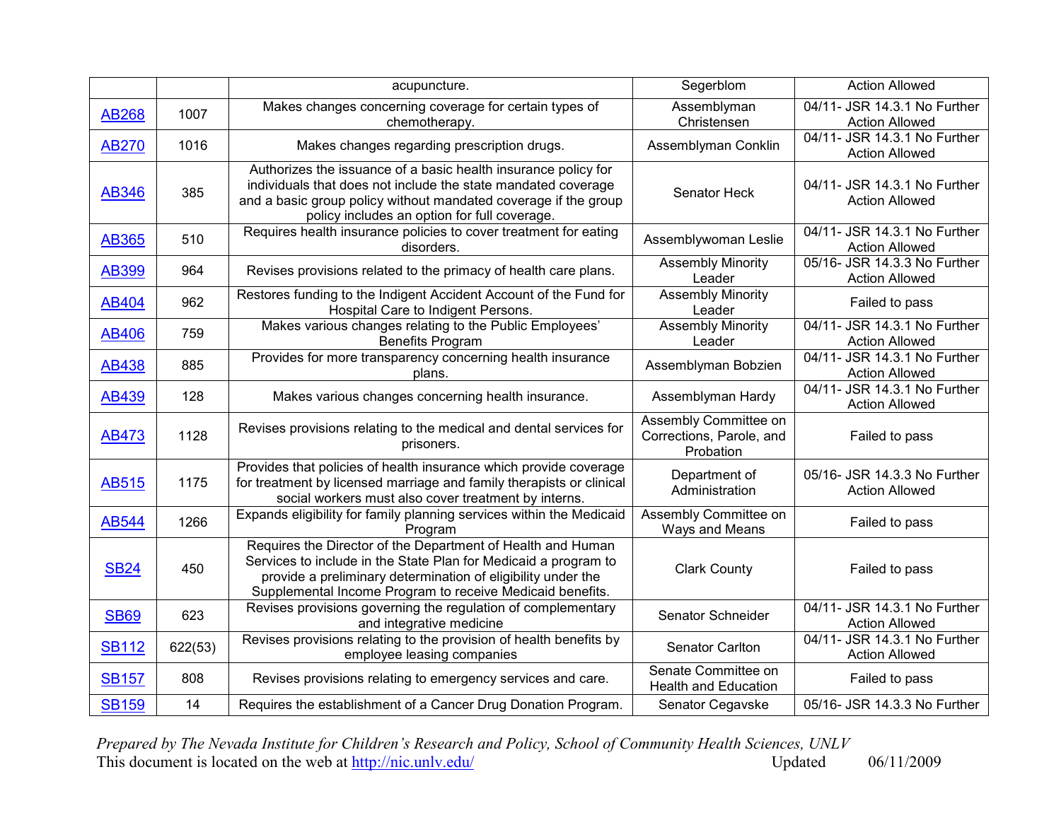|  |  | acupuncture. | Segerblom | Action Allowed |
|---|---|---|---|---|
| AB268 | 1007 | Makes changes concerning coverage for certain types of chemotherapy. | Assemblyman Christensen | 04/11- JSR 14.3.1 No Further Action Allowed |
| AB270 | 1016 | Makes changes regarding prescription drugs. | Assemblyman Conklin | 04/11- JSR 14.3.1 No Further Action Allowed |
| AB346 | 385 | Authorizes the issuance of a basic health insurance policy for individuals that does not include the state mandated coverage and a basic group policy without mandated coverage if the group policy includes an option for full coverage. | Senator Heck | 04/11- JSR 14.3.1 No Further Action Allowed |
| AB365 | 510 | Requires health insurance policies to cover treatment for eating disorders. | Assemblywoman Leslie | 04/11- JSR 14.3.1 No Further Action Allowed |
| AB399 | 964 | Revises provisions related to the primacy of health care plans. | Assembly Minority Leader | 05/16- JSR 14.3.3 No Further Action Allowed |
| AB404 | 962 | Restores funding to the Indigent Accident Account of the Fund for Hospital Care to Indigent Persons. | Assembly Minority Leader | Failed to pass |
| AB406 | 759 | Makes various changes relating to the Public Employees' Benefits Program | Assembly Minority Leader | 04/11- JSR 14.3.1 No Further Action Allowed |
| AB438 | 885 | Provides for more transparency concerning health insurance plans. | Assemblyman Bobzien | 04/11- JSR 14.3.1 No Further Action Allowed |
| AB439 | 128 | Makes various changes concerning health insurance. | Assemblyman Hardy | 04/11- JSR 14.3.1 No Further Action Allowed |
| AB473 | 1128 | Revises provisions relating to the medical and dental services for prisoners. | Assembly Committee on Corrections, Parole, and Probation | Failed to pass |
| AB515 | 1175 | Provides that policies of health insurance which provide coverage for treatment by licensed marriage and family therapists or clinical social workers must also cover treatment by interns. | Department of Administration | 05/16- JSR 14.3.3 No Further Action Allowed |
| AB544 | 1266 | Expands eligibility for family planning services within the Medicaid Program | Assembly Committee on Ways and Means | Failed to pass |
| SB24 | 450 | Requires the Director of the Department of Health and Human Services to include in the State Plan for Medicaid a program to provide a preliminary determination of eligibility under the Supplemental Income Program to receive Medicaid benefits. | Clark County | Failed to pass |
| SB69 | 623 | Revises provisions governing the regulation of complementary and integrative medicine | Senator Schneider | 04/11- JSR 14.3.1 No Further Action Allowed |
| SB112 | 622(53) | Revises provisions relating to the provision of health benefits by employee leasing companies | Senator Carlton | 04/11- JSR 14.3.1 No Further Action Allowed |
| SB157 | 808 | Revises provisions relating to emergency services and care. | Senate Committee on Health and Education | Failed to pass |
| SB159 | 14 | Requires the establishment of a Cancer Drug Donation Program. | Senator Cegavske | 05/16- JSR 14.3.3 No Further |

*Prepared by The Nevada Institute for Children's Research and Policy, School of Community Health Sciences, UNLV*
This document is located on the web at http://nic.unlv.edu/ Updated 06/11/2009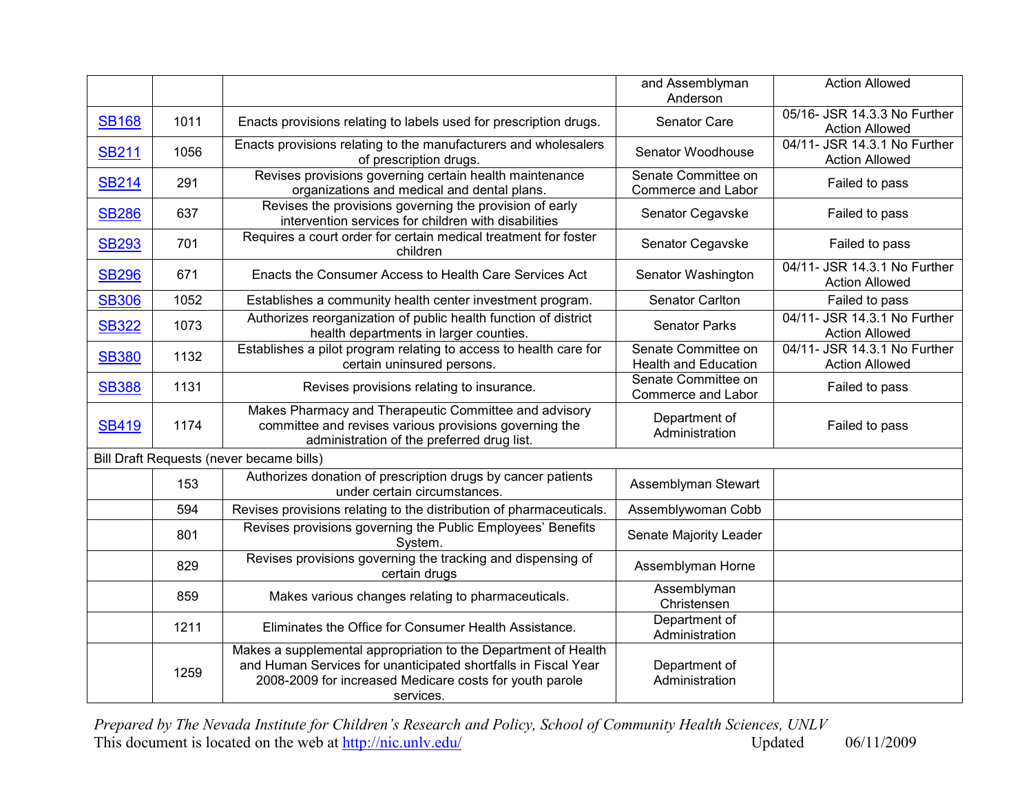| | | | | |
|---|---|---|---|---|
| | | | and Assemblyman Anderson | Action Allowed |
| SB168 | 1011 | Enacts provisions relating to labels used for prescription drugs. | Senator Care | 05/16- JSR 14.3.3 No Further Action Allowed |
| SB211 | 1056 | Enacts provisions relating to the manufacturers and wholesalers of prescription drugs. | Senator Woodhouse | 04/11- JSR 14.3.1 No Further Action Allowed |
| SB214 | 291 | Revises provisions governing certain health maintenance organizations and medical and dental plans. | Senate Committee on Commerce and Labor | Failed to pass |
| SB286 | 637 | Revises the provisions governing the provision of early intervention services for children with disabilities | Senator Cegavske | Failed to pass |
| SB293 | 701 | Requires a court order for certain medical treatment for foster children | Senator Cegavske | Failed to pass |
| SB296 | 671 | Enacts the Consumer Access to Health Care Services Act | Senator Washington | 04/11- JSR 14.3.1 No Further Action Allowed |
| SB306 | 1052 | Establishes a community health center investment program. | Senator Carlton | Failed to pass |
| SB322 | 1073 | Authorizes reorganization of public health function of district health departments in larger counties. | Senator Parks | 04/11- JSR 14.3.1 No Further Action Allowed |
| SB380 | 1132 | Establishes a pilot program relating to access to health care for certain uninsured persons. | Senate Committee on Health and Education | 04/11- JSR 14.3.1 No Further Action Allowed |
| SB388 | 1131 | Revises provisions relating to insurance. | Senate Committee on Commerce and Labor | Failed to pass |
| SB419 | 1174 | Makes Pharmacy and Therapeutic Committee and advisory committee and revises various provisions governing the administration of the preferred drug list. | Department of Administration | Failed to pass |
| Bill Draft Requests (never became bills) | | | | |
| | 153 | Authorizes donation of prescription drugs by cancer patients under certain circumstances. | Assemblyman Stewart | |
| | 594 | Revises provisions relating to the distribution of pharmaceuticals. | Assemblywoman Cobb | |
| | 801 | Revises provisions governing the Public Employees' Benefits System. | Senate Majority Leader | |
| | 829 | Revises provisions governing the tracking and dispensing of certain drugs | Assemblyman Horne | |
| | 859 | Makes various changes relating to pharmaceuticals. | Assemblyman Christensen | |
| | 1211 | Eliminates the Office for Consumer Health Assistance. | Department of Administration | |
| | 1259 | Makes a supplemental appropriation to the Department of Health and Human Services for unanticipated shortfalls in Fiscal Year 2008-2009 for increased Medicare costs for youth parole services. | Department of Administration | |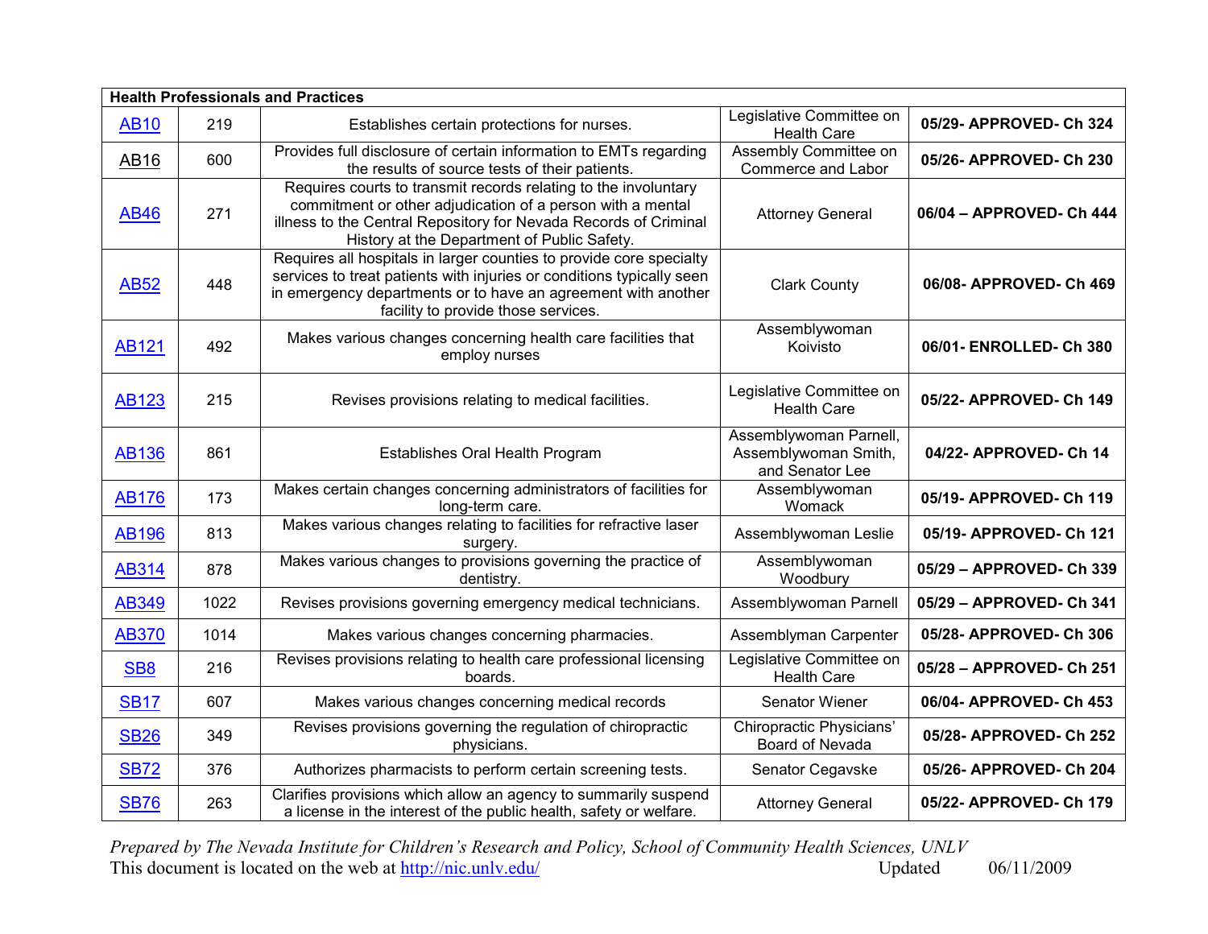| Health Professionals and Practices | | | | |
|---|---|---|---|---|
| AB10 | 219 | Establishes certain protections for nurses. | Legislative Committee on Health Care | **05/29- APPROVED- Ch 324** |
| AB16 | 600 | Provides full disclosure of certain information to EMTs regarding the results of source tests of their patients. | Assembly Committee on Commerce and Labor | **05/26- APPROVED- Ch 230** |
| AB46 | 271 | Requires courts to transmit records relating to the involuntary commitment or other adjudication of a person with a mental illness to the Central Repository for Nevada Records of Criminal History at the Department of Public Safety. | Attorney General | **06/04 – APPROVED- Ch 444** |
| AB52 | 448 | Requires all hospitals in larger counties to provide core specialty services to treat patients with injuries or conditions typically seen in emergency departments or to have an agreement with another facility to provide those services. | Clark County | **06/08- APPROVED- Ch 469** |
| AB121 | 492 | Makes various changes concerning health care facilities that employ nurses | Assemblywoman Koivisto | **06/01- ENROLLED- Ch 380** |
| AB123 | 215 | Revises provisions relating to medical facilities. | Legislative Committee on Health Care | **05/22- APPROVED- Ch 149** |
| AB136 | 861 | Establishes Oral Health Program | Assemblywoman Parnell, Assemblywoman Smith, and Senator Lee | **04/22- APPROVED- Ch 14** |
| AB176 | 173 | Makes certain changes concerning administrators of facilities for long-term care. | Assemblywoman Womack | **05/19- APPROVED- Ch 119** |
| AB196 | 813 | Makes various changes relating to facilities for refractive laser surgery. | Assemblywoman Leslie | **05/19- APPROVED- Ch 121** |
| AB314 | 878 | Makes various changes to provisions governing the practice of dentistry. | Assemblywoman Woodbury | **05/29 – APPROVED- Ch 339** |
| AB349 | 1022 | Revises provisions governing emergency medical technicians. | Assemblywoman Parnell | **05/29 – APPROVED- Ch 341** |
| AB370 | 1014 | Makes various changes concerning pharmacies. | Assemblyman Carpenter | **05/28- APPROVED- Ch 306** |
| SB8 | 216 | Revises provisions relating to health care professional licensing boards. | Legislative Committee on Health Care | **05/28 – APPROVED- Ch 251** |
| SB17 | 607 | Makes various changes concerning medical records | Senator Wiener | **06/04- APPROVED- Ch 453** |
| SB26 | 349 | Revises provisions governing the regulation of chiropractic physicians. | Chiropractic Physicians' Board of Nevada | **05/28- APPROVED- Ch 252** |
| SB72 | 376 | Authorizes pharmacists to perform certain screening tests. | Senator Cegavske | **05/26- APPROVED- Ch 204** |
| SB76 | 263 | Clarifies provisions which allow an agency to summarily suspend a license in the interest of the public health, safety or welfare. | Attorney General | **05/22- APPROVED- Ch 179** |

*Prepared by The Nevada Institute for Children's Research and Policy, School of Community Health Sciences, UNLV*
This document is located on the web at http://nic.unlv.edu/ Updated 06/11/2009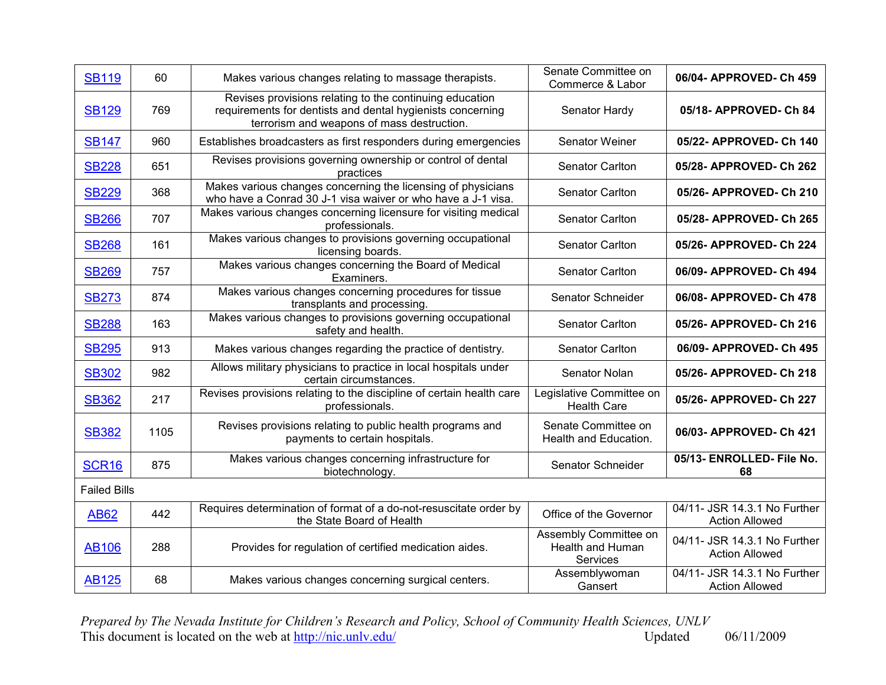| SB119 | 60 | Makes various changes relating to massage therapists. | Senate Committee on Commerce & Labor | **06/04- APPROVED- Ch 459** |
|---|---|---|---|---|
| SB129 | 769 | Revises provisions relating to the continuing education requirements for dentists and dental hygienists concerning terrorism and weapons of mass destruction. | Senator Hardy | **05/18- APPROVED- Ch 84** |
| SB147 | 960 | Establishes broadcasters as first responders during emergencies | Senator Weiner | **05/22- APPROVED- Ch 140** |
| SB228 | 651 | Revises provisions governing ownership or control of dental practices | Senator Carlton | **05/28- APPROVED- Ch 262** |
| SB229 | 368 | Makes various changes concerning the licensing of physicians who have a Conrad 30 J-1 visa waiver or who have a J-1 visa. | Senator Carlton | **05/26- APPROVED- Ch 210** |
| SB266 | 707 | Makes various changes concerning licensure for visiting medical professionals. | Senator Carlton | **05/28- APPROVED- Ch 265** |
| SB268 | 161 | Makes various changes to provisions governing occupational licensing boards. | Senator Carlton | **05/26- APPROVED- Ch 224** |
| SB269 | 757 | Makes various changes concerning the Board of Medical Examiners. | Senator Carlton | **06/09- APPROVED- Ch 494** |
| SB273 | 874 | Makes various changes concerning procedures for tissue transplants and processing. | Senator Schneider | **06/08- APPROVED- Ch 478** |
| SB288 | 163 | Makes various changes to provisions governing occupational safety and health. | Senator Carlton | **05/26- APPROVED- Ch 216** |
| SB295 | 913 | Makes various changes regarding the practice of dentistry. | Senator Carlton | **06/09- APPROVED- Ch 495** |
| SB302 | 982 | Allows military physicians to practice in local hospitals under certain circumstances. | Senator Nolan | **05/26- APPROVED- Ch 218** |
| SB362 | 217 | Revises provisions relating to the discipline of certain health care professionals. | Legislative Committee on Health Care | **05/26- APPROVED- Ch 227** |
| SB382 | 1105 | Revises provisions relating to public health programs and payments to certain hospitals. | Senate Committee on Health and Education. | **06/03- APPROVED- Ch 421** |
| SCR16 | 875 | Makes various changes concerning infrastructure for biotechnology. | Senator Schneider | **05/13- ENROLLED- File No. 68** |
| Failed Bills | | | | |
| AB62 | 442 | Requires determination of format of a do-not-resuscitate order by the State Board of Health | Office of the Governor | 04/11- JSR 14.3.1 No Further Action Allowed |
| AB106 | 288 | Provides for regulation of certified medication aides. | Assembly Committee on Health and Human Services | 04/11- JSR 14.3.1 No Further Action Allowed |
| AB125 | 68 | Makes various changes concerning surgical centers. | Assemblywoman Gansert | 04/11- JSR 14.3.1 No Further Action Allowed |

*Prepared by The Nevada Institute for Children's Research and Policy, School of Community Health Sciences, UNLV*
This document is located on the web at http://nic.unlv.edu/ Updated 06/11/2009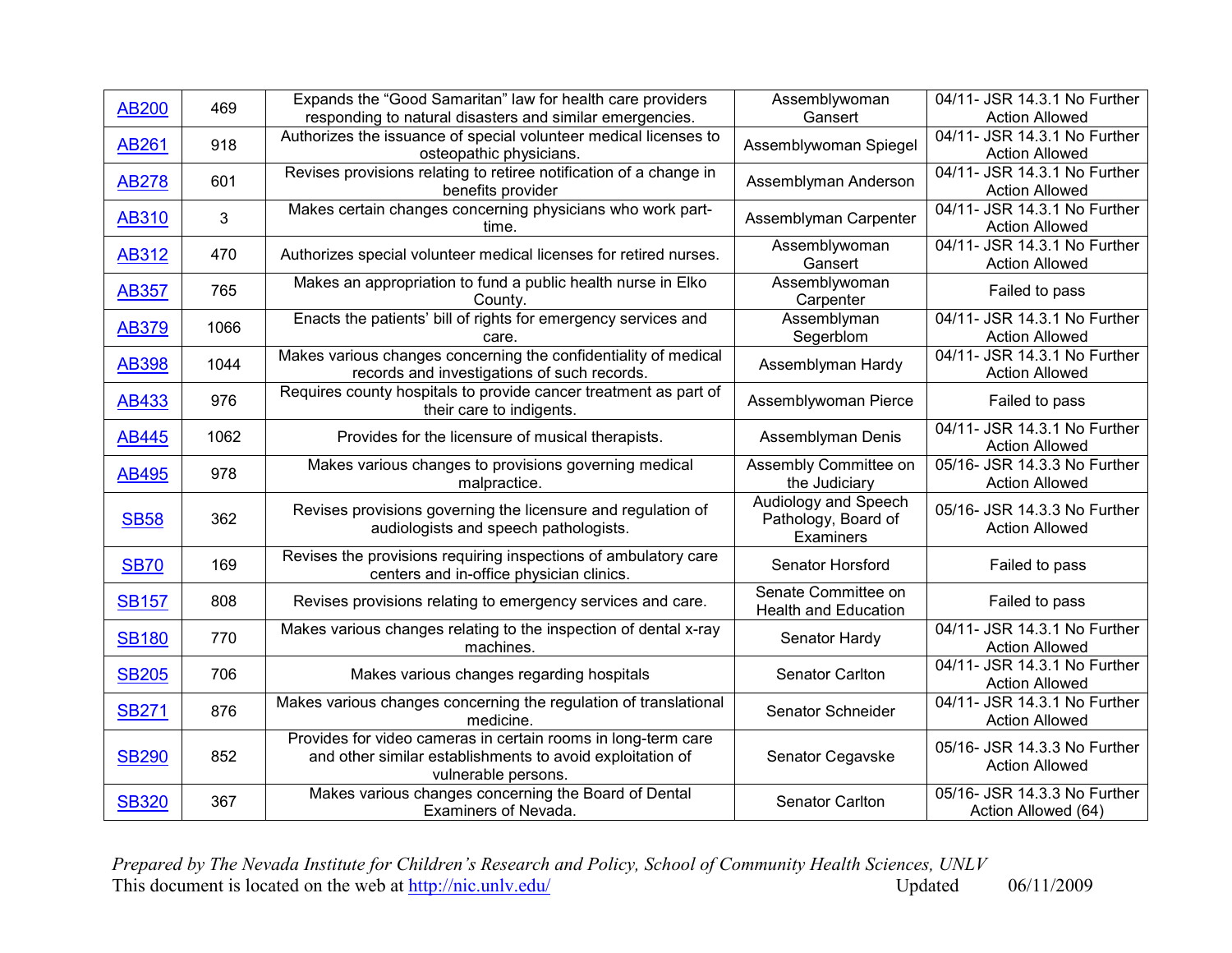| AB200 | 469 | Expands the "Good Samaritan" law for health care providers responding to natural disasters and similar emergencies. | Assemblywoman Gansert | 04/11- JSR 14.3.1 No Further Action Allowed |
|---|---|---|---|---|
| AB261 | 918 | Authorizes the issuance of special volunteer medical licenses to osteopathic physicians. | Assemblywoman Spiegel | 04/11- JSR 14.3.1 No Further Action Allowed |
| AB278 | 601 | Revises provisions relating to retiree notification of a change in benefits provider | Assemblyman Anderson | 04/11- JSR 14.3.1 No Further Action Allowed |
| AB310 | 3 | Makes certain changes concerning physicians who work part-time. | Assemblyman Carpenter | 04/11- JSR 14.3.1 No Further Action Allowed |
| AB312 | 470 | Authorizes special volunteer medical licenses for retired nurses. | Assemblywoman Gansert | 04/11- JSR 14.3.1 No Further Action Allowed |
| AB357 | 765 | Makes an appropriation to fund a public health nurse in Elko County. | Assemblywoman Carpenter | Failed to pass |
| AB379 | 1066 | Enacts the patients' bill of rights for emergency services and care. | Assemblyman Segerblom | 04/11- JSR 14.3.1 No Further Action Allowed |
| AB398 | 1044 | Makes various changes concerning the confidentiality of medical records and investigations of such records. | Assemblyman Hardy | 04/11- JSR 14.3.1 No Further Action Allowed |
| AB433 | 976 | Requires county hospitals to provide cancer treatment as part of their care to indigents. | Assemblywoman Pierce | Failed to pass |
| AB445 | 1062 | Provides for the licensure of musical therapists. | Assemblyman Denis | 04/11- JSR 14.3.1 No Further Action Allowed |
| AB495 | 978 | Makes various changes to provisions governing medical malpractice. | Assembly Committee on the Judiciary | 05/16- JSR 14.3.3 No Further Action Allowed |
| SB58 | 362 | Revises provisions governing the licensure and regulation of audiologists and speech pathologists. | Audiology and Speech Pathology, Board of Examiners | 05/16- JSR 14.3.3 No Further Action Allowed |
| SB70 | 169 | Revises the provisions requiring inspections of ambulatory care centers and in-office physician clinics. | Senator Horsford | Failed to pass |
| SB157 | 808 | Revises provisions relating to emergency services and care. | Senate Committee on Health and Education | Failed to pass |
| SB180 | 770 | Makes various changes relating to the inspection of dental x-ray machines. | Senator Hardy | 04/11- JSR 14.3.1 No Further Action Allowed |
| SB205 | 706 | Makes various changes regarding hospitals | Senator Carlton | 04/11- JSR 14.3.1 No Further Action Allowed |
| SB271 | 876 | Makes various changes concerning the regulation of translational medicine. | Senator Schneider | 04/11- JSR 14.3.1 No Further Action Allowed |
| SB290 | 852 | Provides for video cameras in certain rooms in long-term care and other similar establishments to avoid exploitation of vulnerable persons. | Senator Cegavske | 05/16- JSR 14.3.3 No Further Action Allowed |
| SB320 | 367 | Makes various changes concerning the Board of Dental Examiners of Nevada. | Senator Carlton | 05/16- JSR 14.3.3 No Further Action Allowed (64) |

*Prepared by The Nevada Institute for Children's Research and Policy, School of Community Health Sciences, UNLV*
This document is located on the web at http://nic.unlv.edu/ Updated 06/11/2009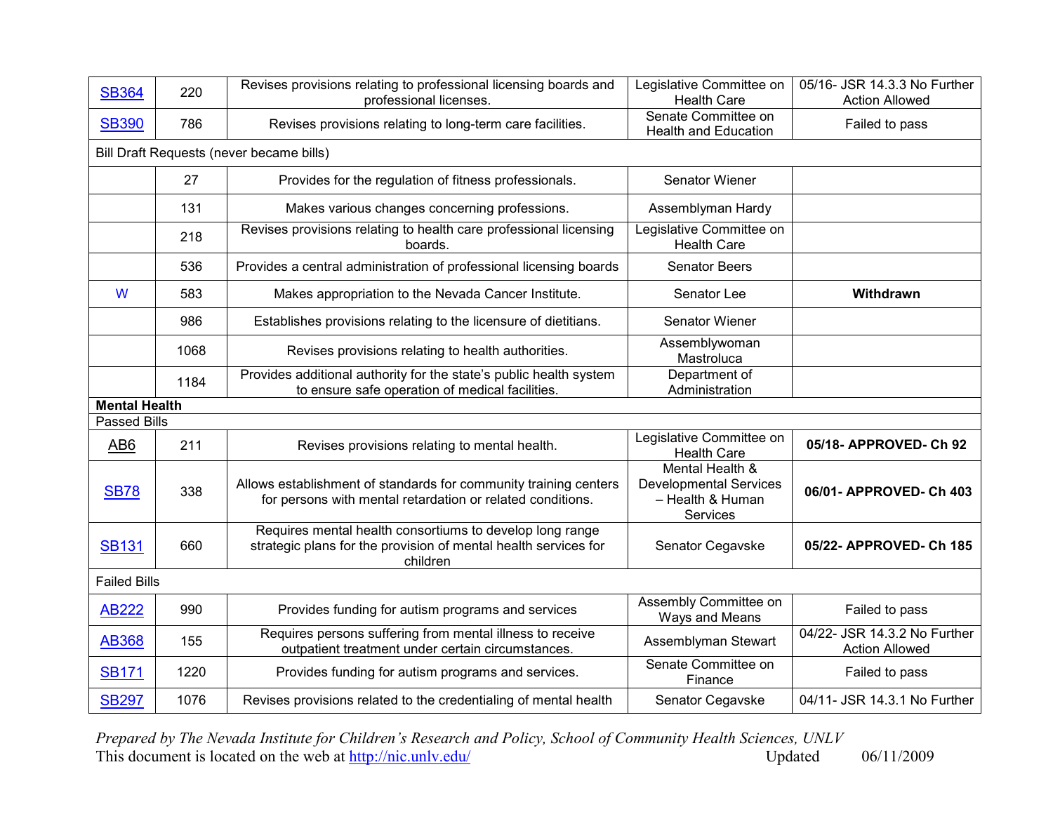| | | | | |
|---|---|---|---|---|
| SB364 | 220 | Revises provisions relating to professional licensing boards and professional licenses. | Legislative Committee on Health Care | 05/16- JSR 14.3.3 No Further Action Allowed |
| SB390 | 786 | Revises provisions relating to long-term care facilities. | Senate Committee on Health and Education | Failed to pass |
| Bill Draft Requests (never became bills) | | | | |
| | 27 | Provides for the regulation of fitness professionals. | Senator Wiener | |
| | 131 | Makes various changes concerning professions. | Assemblyman Hardy | |
| | 218 | Revises provisions relating to health care professional licensing boards. | Legislative Committee on Health Care | |
| | 536 | Provides a central administration of professional licensing boards | Senator Beers | |
| W | 583 | Makes appropriation to the Nevada Cancer Institute. | Senator Lee | **Withdrawn** |
| | 986 | Establishes provisions relating to the licensure of dietitians. | Senator Wiener | |
| | 1068 | Revises provisions relating to health authorities. | Assemblywoman Mastroluca | |
| | 1184 | Provides additional authority for the state's public health system to ensure safe operation of medical facilities. | Department of Administration | |
| **Mental Health** | | | | |
| Passed Bills | | | | |
| AB6 | 211 | Revises provisions relating to mental health. | Legislative Committee on Health Care | **05/18- APPROVED- Ch 92** |
| SB78 | 338 | Allows establishment of standards for community training centers for persons with mental retardation or related conditions. | Mental Health & Developmental Services – Health & Human Services | **06/01- APPROVED- Ch 403** |
| SB131 | 660 | Requires mental health consortiums to develop long range strategic plans for the provision of mental health services for children | Senator Cegavske | **05/22- APPROVED- Ch 185** |
| Failed Bills | | | | |
| AB222 | 990 | Provides funding for autism programs and services | Assembly Committee on Ways and Means | Failed to pass |
| AB368 | 155 | Requires persons suffering from mental illness to receive outpatient treatment under certain circumstances. | Assemblyman Stewart | 04/22- JSR 14.3.2 No Further Action Allowed |
| SB171 | 1220 | Provides funding for autism programs and services. | Senate Committee on Finance | Failed to pass |
| SB297 | 1076 | Revises provisions related to the credentialing of mental health | Senator Cegavske | 04/11- JSR 14.3.1 No Further |

*Prepared by The Nevada Institute for Children's Research and Policy, School of Community Health Sciences, UNLV*
This document is located on the web at http://nic.unlv.edu/ Updated 06/11/2009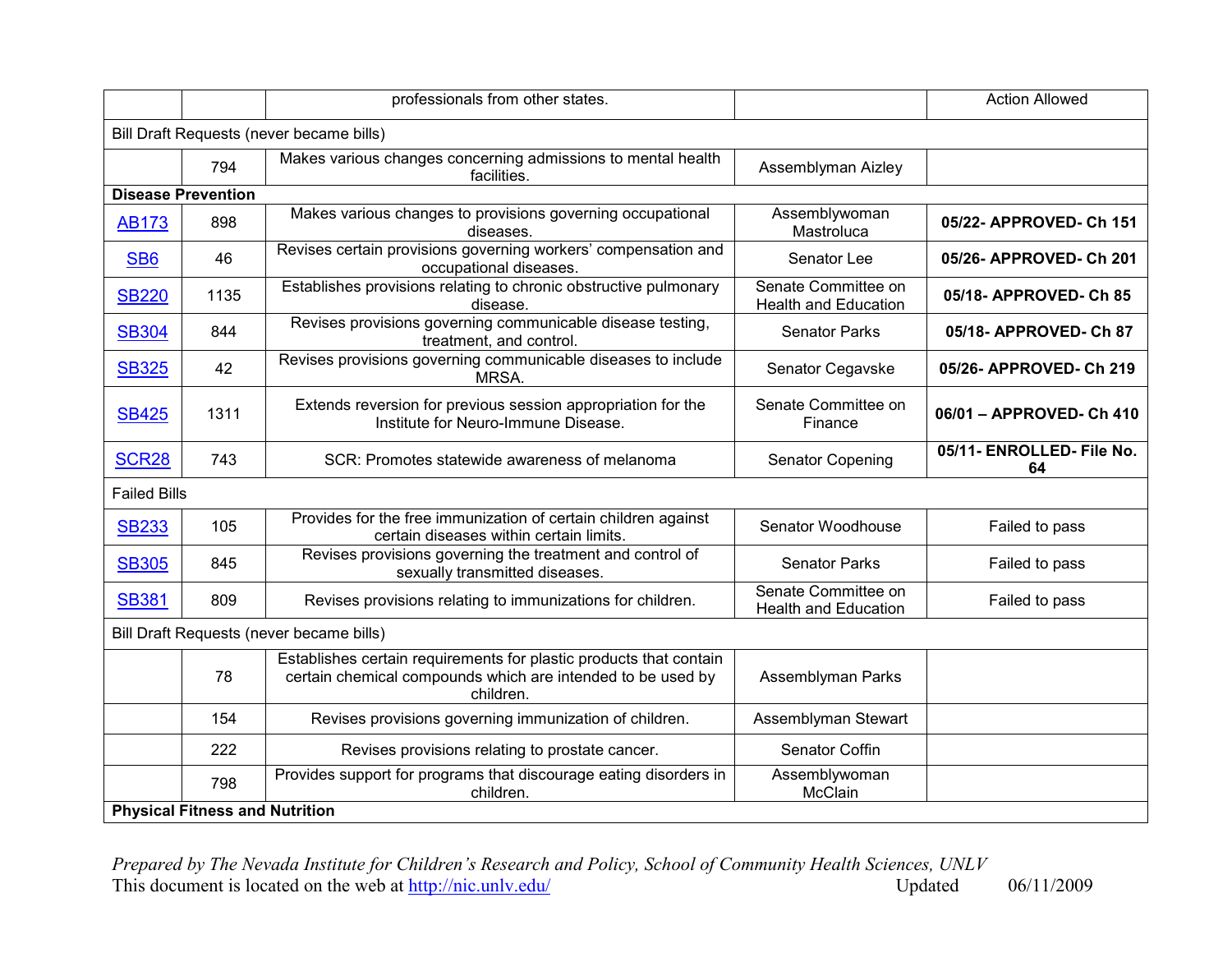| | | | | |
|---|---|---|---|---|
| | | professionals from other states. | | Action Allowed |
| Bill Draft Requests (never became bills) | | | | |
| | 794 | Makes various changes concerning admissions to mental health facilities. | Assemblyman Aizley | |
| **Disease Prevention** | | | | |
| AB173 | 898 | Makes various changes to provisions governing occupational diseases. | Assemblywoman Mastroluca | **05/22- APPROVED- Ch 151** |
| SB6 | 46 | Revises certain provisions governing workers' compensation and occupational diseases. | Senator Lee | **05/26- APPROVED- Ch 201** |
| SB220 | 1135 | Establishes provisions relating to chronic obstructive pulmonary disease. | Senate Committee on Health and Education | **05/18- APPROVED- Ch 85** |
| SB304 | 844 | Revises provisions governing communicable disease testing, treatment, and control. | Senator Parks | **05/18- APPROVED- Ch 87** |
| SB325 | 42 | Revises provisions governing communicable diseases to include MRSA. | Senator Cegavske | **05/26- APPROVED- Ch 219** |
| SB425 | 1311 | Extends reversion for previous session appropriation for the Institute for Neuro-Immune Disease. | Senate Committee on Finance | **06/01 – APPROVED- Ch 410** |
| SCR28 | 743 | SCR: Promotes statewide awareness of melanoma | Senator Copening | **05/11- ENROLLED- File No. 64** |
| Failed Bills | | | | |
| SB233 | 105 | Provides for the free immunization of certain children against certain diseases within certain limits. | Senator Woodhouse | Failed to pass |
| SB305 | 845 | Revises provisions governing the treatment and control of sexually transmitted diseases. | Senator Parks | Failed to pass |
| SB381 | 809 | Revises provisions relating to immunizations for children. | Senate Committee on Health and Education | Failed to pass |
| Bill Draft Requests (never became bills) | | | | |
| | 78 | Establishes certain requirements for plastic products that contain certain chemical compounds which are intended to be used by children. | Assemblyman Parks | |
| | 154 | Revises provisions governing immunization of children. | Assemblyman Stewart | |
| | 222 | Revises provisions relating to prostate cancer. | Senator Coffin | |
| | 798 | Provides support for programs that discourage eating disorders in children. | Assemblywoman McClain | |
| **Physical Fitness and Nutrition** | | | | |

*Prepared by The Nevada Institute for Children's Research and Policy, School of Community Health Sciences, UNLV*
This document is located on the web at http://nic.unlv.edu/ Updated 06/11/2009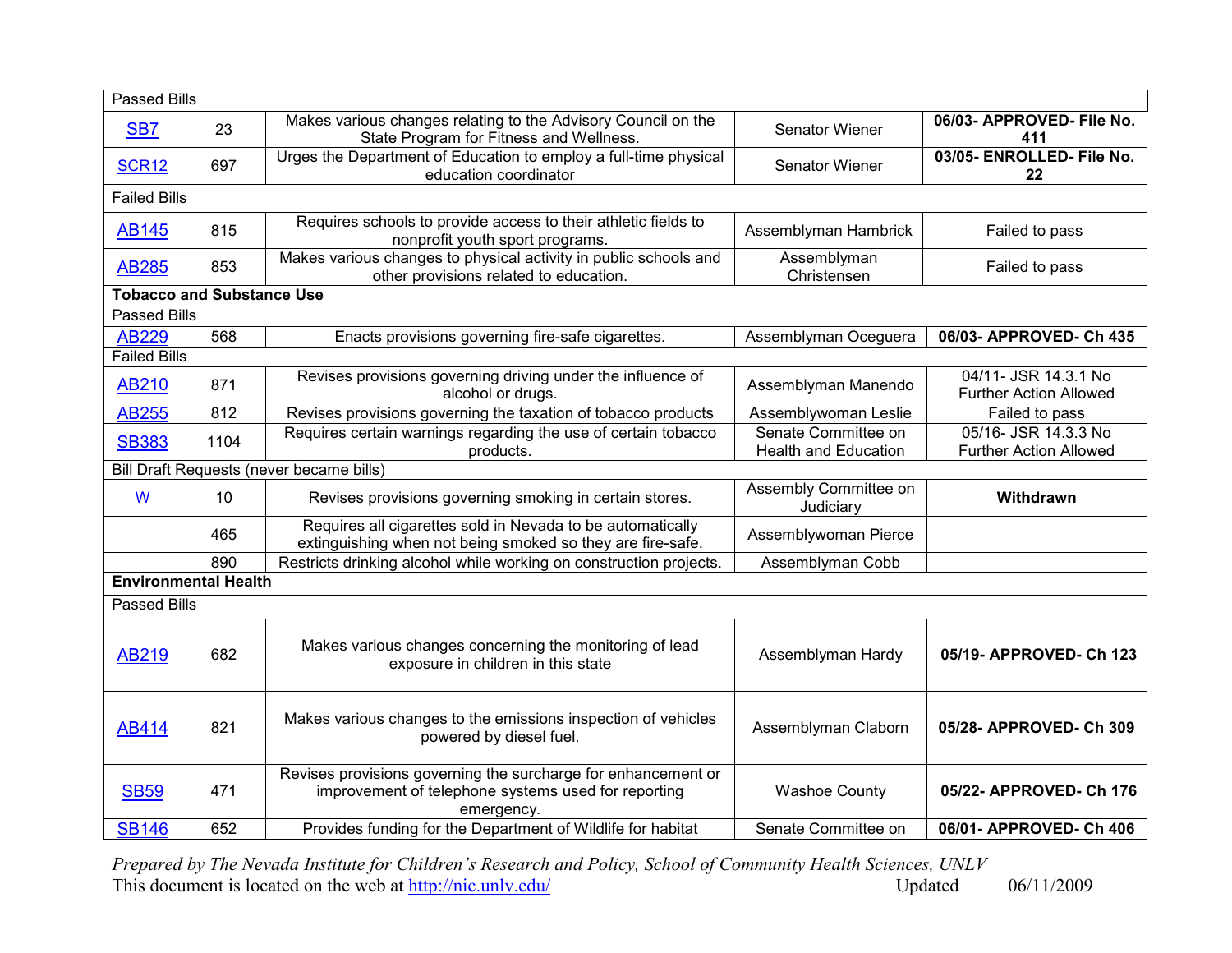| | | | | |
|---|---|---|---|---|
| Passed Bills | | | | |
| SB7 | 23 | Makes various changes relating to the Advisory Council on the State Program for Fitness and Wellness. | Senator Wiener | **06/03- APPROVED- File No. 411** |
| SCR12 | 697 | Urges the Department of Education to employ a full-time physical education coordinator | Senator Wiener | **03/05- ENROLLED- File No. 22** |
| Failed Bills | | | | |
| AB145 | 815 | Requires schools to provide access to their athletic fields to nonprofit youth sport programs. | Assemblyman Hambrick | Failed to pass |
| AB285 | 853 | Makes various changes to physical activity in public schools and other provisions related to education. | Assemblyman Christensen | Failed to pass |
| **Tobacco and Substance Use** | | | | |
| Passed Bills | | | | |
| AB229 | 568 | Enacts provisions governing fire-safe cigarettes. | Assemblyman Oceguera | **06/03- APPROVED- Ch 435** |
| Failed Bills | | | | |
| AB210 | 871 | Revises provisions governing driving under the influence of alcohol or drugs. | Assemblyman Manendo | 04/11- JSR 14.3.1 No Further Action Allowed |
| AB255 | 812 | Revises provisions governing the taxation of tobacco products | Assemblywoman Leslie | Failed to pass |
| SB383 | 1104 | Requires certain warnings regarding the use of certain tobacco products. | Senate Committee on Health and Education | 05/16- JSR 14.3.3 No Further Action Allowed |
| Bill Draft Requests (never became bills) | | | | |
| W | 10 | Revises provisions governing smoking in certain stores. | Assembly Committee on Judiciary | **Withdrawn** |
| | 465 | Requires all cigarettes sold in Nevada to be automatically extinguishing when not being smoked so they are fire-safe. | Assemblywoman Pierce | |
| | 890 | Restricts drinking alcohol while working on construction projects. | Assemblyman Cobb | |
| **Environmental Health** | | | | |
| Passed Bills | | | | |
| AB219 | 682 | Makes various changes concerning the monitoring of lead exposure in children in this state | Assemblyman Hardy | **05/19- APPROVED- Ch 123** |
| AB414 | 821 | Makes various changes to the emissions inspection of vehicles powered by diesel fuel. | Assemblyman Claborn | **05/28- APPROVED- Ch 309** |
| SB59 | 471 | Revises provisions governing the surcharge for enhancement or improvement of telephone systems used for reporting emergency. | Washoe County | **05/22- APPROVED- Ch 176** |
| SB146 | 652 | Provides funding for the Department of Wildlife for habitat | Senate Committee on | **06/01- APPROVED- Ch 406** |

*Prepared by The Nevada Institute for Children's Research and Policy, School of Community Health Sciences, UNLV*
This document is located on the web at http://nic.unlv.edu/ Updated 06/11/2009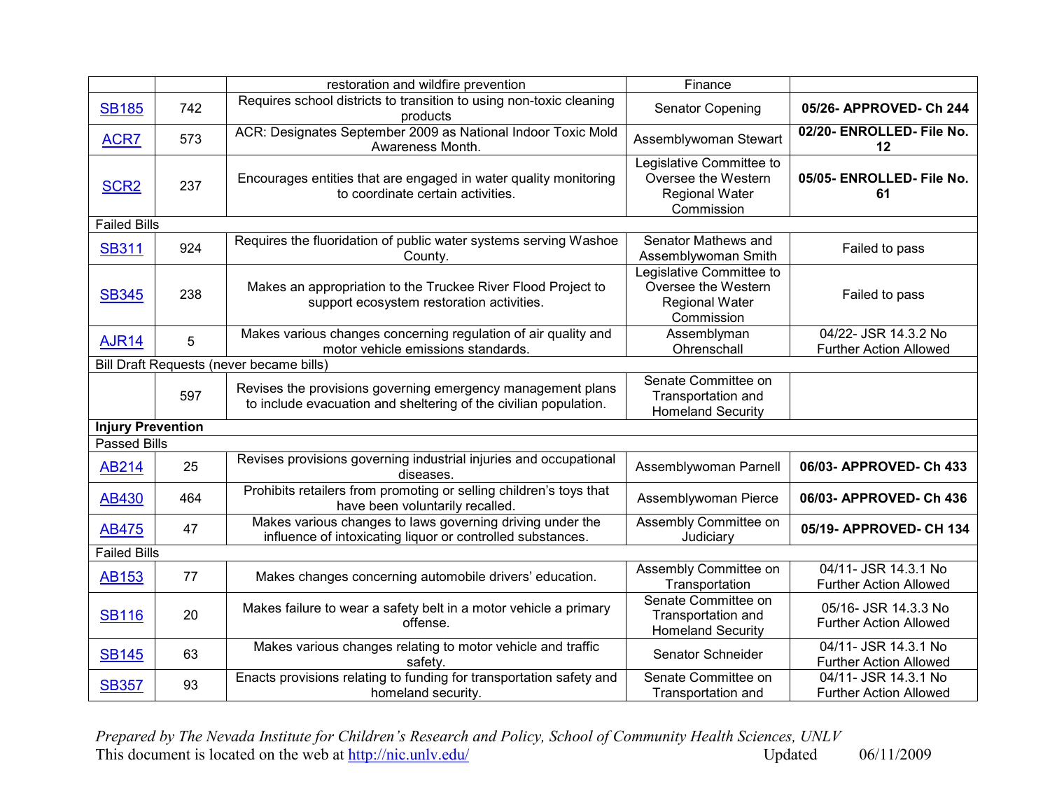| | | | | |
|---|---|---|---|---|
| | | restoration and wildfire prevention | Finance | |
| SB185 | 742 | Requires school districts to transition to using non-toxic cleaning products | Senator Copening | **05/26- APPROVED- Ch 244** |
| ACR7 | 573 | ACR: Designates September 2009 as National Indoor Toxic Mold Awareness Month. | Assemblywoman Stewart | **02/20- ENROLLED- File No. 12** |
| SCR2 | 237 | Encourages entities that are engaged in water quality monitoring to coordinate certain activities. | Legislative Committee to Oversee the Western Regional Water Commission | **05/05- ENROLLED- File No. 61** |
| Failed Bills | | | | |
| SB311 | 924 | Requires the fluoridation of public water systems serving Washoe County. | Senator Mathews and Assemblywoman Smith | Failed to pass |
| SB345 | 238 | Makes an appropriation to the Truckee River Flood Project to support ecosystem restoration activities. | Legislative Committee to Oversee the Western Regional Water Commission | Failed to pass |
| AJR14 | 5 | Makes various changes concerning regulation of air quality and motor vehicle emissions standards. | Assemblyman Ohrenschall | 04/22- JSR 14.3.2 No Further Action Allowed |
| Bill Draft Requests (never became bills) | | | | |
| | 597 | Revises the provisions governing emergency management plans to include evacuation and sheltering of the civilian population. | Senate Committee on Transportation and Homeland Security | |
| **Injury Prevention** | | | | |
| Passed Bills | | | | |
| AB214 | 25 | Revises provisions governing industrial injuries and occupational diseases. | Assemblywoman Parnell | **06/03- APPROVED- Ch 433** |
| AB430 | 464 | Prohibits retailers from promoting or selling children's toys that have been voluntarily recalled. | Assemblywoman Pierce | **06/03- APPROVED- Ch 436** |
| AB475 | 47 | Makes various changes to laws governing driving under the influence of intoxicating liquor or controlled substances. | Assembly Committee on Judiciary | **05/19- APPROVED- CH 134** |
| Failed Bills | | | | |
| AB153 | 77 | Makes changes concerning automobile drivers' education. | Assembly Committee on Transportation | 04/11- JSR 14.3.1 No Further Action Allowed |
| SB116 | 20 | Makes failure to wear a safety belt in a motor vehicle a primary offense. | Senate Committee on Transportation and Homeland Security | 05/16- JSR 14.3.3 No Further Action Allowed |
| SB145 | 63 | Makes various changes relating to motor vehicle and traffic safety. | Senator Schneider | 04/11- JSR 14.3.1 No Further Action Allowed |
| SB357 | 93 | Enacts provisions relating to funding for transportation safety and homeland security. | Senate Committee on Transportation and | 04/11- JSR 14.3.1 No Further Action Allowed |

*Prepared by The Nevada Institute for Children's Research and Policy, School of Community Health Sciences, UNLV*
This document is located on the web at http://nic.unlv.edu/ Updated 06/11/2009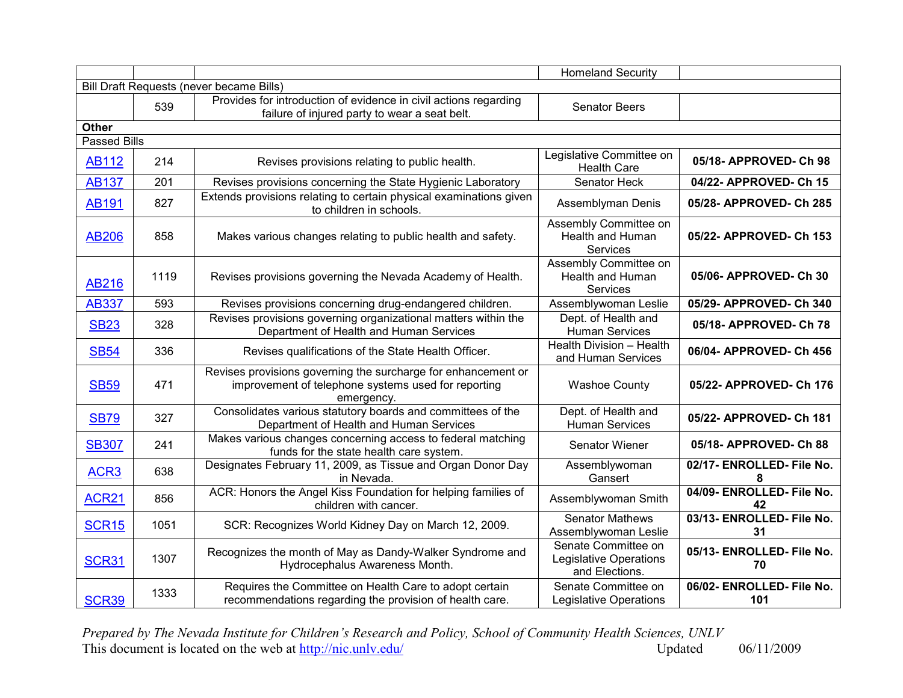| | | | Homeland Security | |
|---|---|---|---|---|
| Bill Draft Requests (never became Bills) | | | | |
| | 539 | Provides for introduction of evidence in civil actions regarding failure of injured party to wear a seat belt. | Senator Beers | |
| **Other** | | | | |
| Passed Bills | | | | |
| AB112 | 214 | Revises provisions relating to public health. | Legislative Committee on Health Care | **05/18- APPROVED- Ch 98** |
| AB137 | 201 | Revises provisions concerning the State Hygienic Laboratory | Senator Heck | **04/22- APPROVED- Ch 15** |
| AB191 | 827 | Extends provisions relating to certain physical examinations given to children in schools. | Assemblyman Denis | **05/28- APPROVED- Ch 285** |
| AB206 | 858 | Makes various changes relating to public health and safety. | Assembly Committee on Health and Human Services | **05/22- APPROVED- Ch 153** |
| AB216 | 1119 | Revises provisions governing the Nevada Academy of Health. | Assembly Committee on Health and Human Services | **05/06- APPROVED- Ch 30** |
| AB337 | 593 | Revises provisions concerning drug-endangered children. | Assemblywoman Leslie | **05/29- APPROVED- Ch 340** |
| SB23 | 328 | Revises provisions governing organizational matters within the Department of Health and Human Services | Dept. of Health and Human Services | **05/18- APPROVED- Ch 78** |
| SB54 | 336 | Revises qualifications of the State Health Officer. | Health Division – Health and Human Services | **06/04- APPROVED- Ch 456** |
| SB59 | 471 | Revises provisions governing the surcharge for enhancement or improvement of telephone systems used for reporting emergency. | Washoe County | **05/22- APPROVED- Ch 176** |
| SB79 | 327 | Consolidates various statutory boards and committees of the Department of Health and Human Services | Dept. of Health and Human Services | **05/22- APPROVED- Ch 181** |
| SB307 | 241 | Makes various changes concerning access to federal matching funds for the state health care system. | Senator Wiener | **05/18- APPROVED- Ch 88** |
| ACR3 | 638 | Designates February 11, 2009, as Tissue and Organ Donor Day in Nevada. | Assemblywoman Gansert | **02/17- ENROLLED- File No. 8** |
| ACR21 | 856 | ACR: Honors the Angel Kiss Foundation for helping families of children with cancer. | Assemblywoman Smith | **04/09- ENROLLED- File No. 42** |
| SCR15 | 1051 | SCR: Recognizes World Kidney Day on March 12, 2009. | Senator Mathews Assemblywoman Leslie | **03/13- ENROLLED- File No. 31** |
| SCR31 | 1307 | Recognizes the month of May as Dandy-Walker Syndrome and Hydrocephalus Awareness Month. | Senate Committee on Legislative Operations and Elections. | **05/13- ENROLLED- File No. 70** |
| SCR39 | 1333 | Requires the Committee on Health Care to adopt certain recommendations regarding the provision of health care. | Senate Committee on Legislative Operations | **06/02- ENROLLED- File No. 101** |

*Prepared by The Nevada Institute for Children's Research and Policy, School of Community Health Sciences, UNLV*
This document is located on the web at http://nic.unlv.edu/ Updated 06/11/2009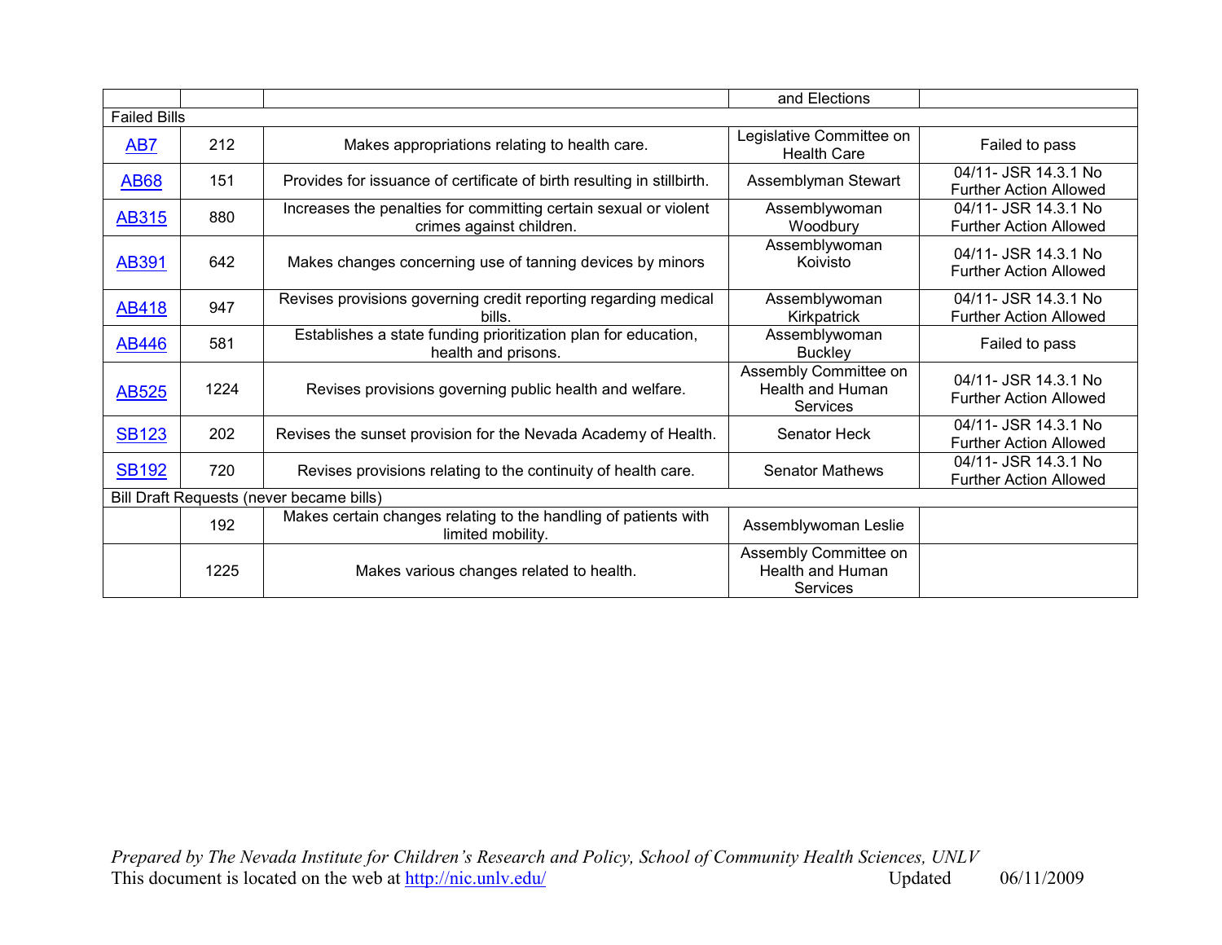| | | | | |
|---|---|---|---|---|
| | | | and Elections | |
| Failed Bills | | | | |
| AB7 | 212 | Makes appropriations relating to health care. | Legislative Committee on Health Care | Failed to pass |
| AB68 | 151 | Provides for issuance of certificate of birth resulting in stillbirth. | Assemblyman Stewart | 04/11- JSR 14.3.1 No Further Action Allowed |
| AB315 | 880 | Increases the penalties for committing certain sexual or violent crimes against children. | Assemblywoman Woodbury | 04/11- JSR 14.3.1 No Further Action Allowed |
| AB391 | 642 | Makes changes concerning use of tanning devices by minors | Assemblywoman Koivisto | 04/11- JSR 14.3.1 No Further Action Allowed |
| AB418 | 947 | Revises provisions governing credit reporting regarding medical bills. | Assemblywoman Kirkpatrick | 04/11- JSR 14.3.1 No Further Action Allowed |
| AB446 | 581 | Establishes a state funding prioritization plan for education, health and prisons. | Assemblywoman Buckley | Failed to pass |
| AB525 | 1224 | Revises provisions governing public health and welfare. | Assembly Committee on Health and Human Services | 04/11- JSR 14.3.1 No Further Action Allowed |
| SB123 | 202 | Revises the sunset provision for the Nevada Academy of Health. | Senator Heck | 04/11- JSR 14.3.1 No Further Action Allowed |
| SB192 | 720 | Revises provisions relating to the continuity of health care. | Senator Mathews | 04/11- JSR 14.3.1 No Further Action Allowed |
| Bill Draft Requests (never became bills) | | | | |
| | 192 | Makes certain changes relating to the handling of patients with limited mobility. | Assemblywoman Leslie | |
| | 1225 | Makes various changes related to health. | Assembly Committee on Health and Human Services | |

*Prepared by The Nevada Institute for Children's Research and Policy, School of Community Health Sciences, UNLV*
This document is located on the web at http://nic.unlv.edu/ Updated 06/11/2009